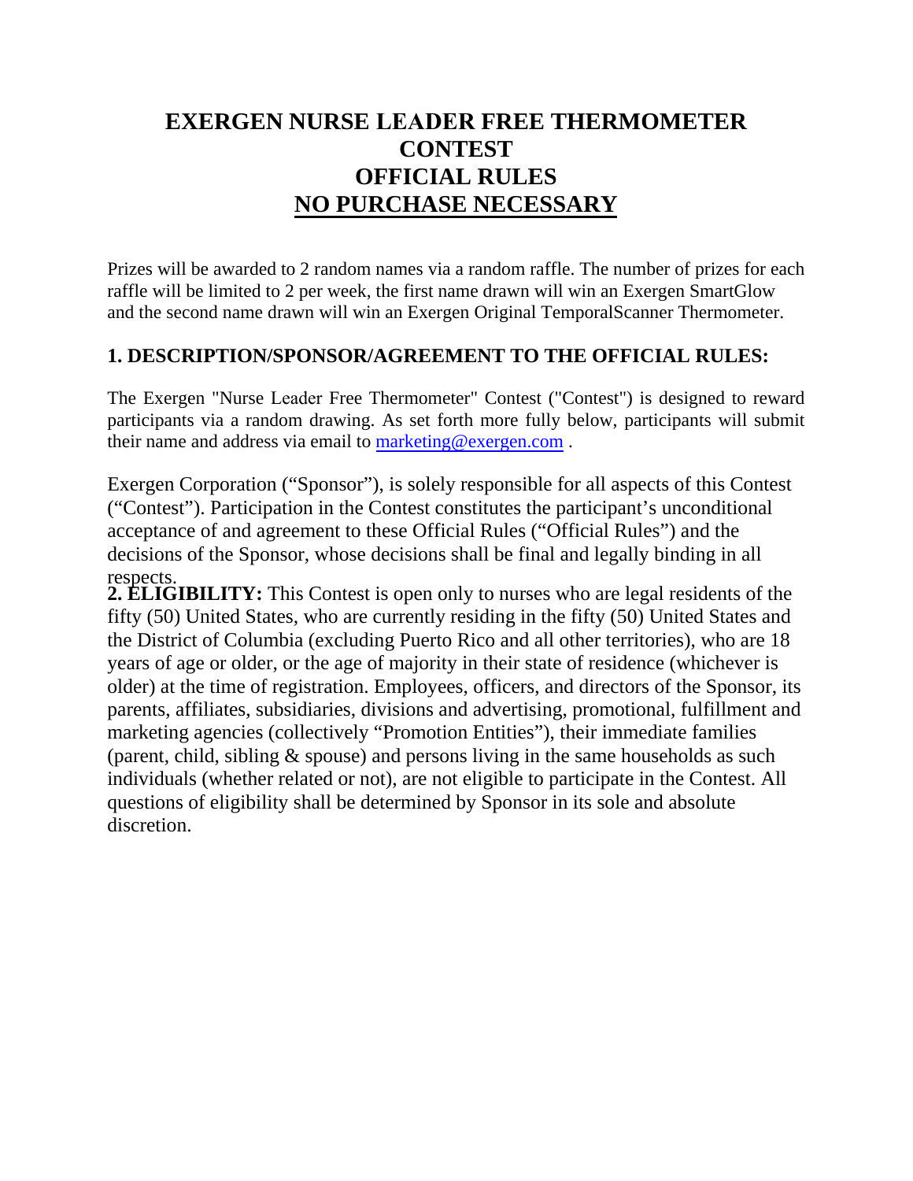# EXERGEN NURSE LEADER FREE THERMOMETER CONTEST
# OFFICIAL RULES
# NO PURCHASE NECESSARY

Prizes will be awarded to 2 random names via a random raffle. The number of prizes for each raffle will be limited to 2 per week, the first name drawn will win an Exergen SmartGlow and the second name drawn will win an Exergen Original TemporalScanner Thermometer.

## 1. DESCRIPTION/SPONSOR/AGREEMENT TO THE OFFICIAL RULES:

The Exergen "Nurse Leader Free Thermometer" Contest ("Contest") is designed to reward participants via a random drawing. As set forth more fully below, participants will submit their name and address via email to marketing@exergen.com .

Exergen Corporation ("Sponsor"), is solely responsible for all aspects of this Contest ("Contest"). Participation in the Contest constitutes the participant's unconditional acceptance of and agreement to these Official Rules ("Official Rules") and the decisions of the Sponsor, whose decisions shall be final and legally binding in all respects.

**2. ELIGIBILITY:** This Contest is open only to nurses who are legal residents of the fifty (50) United States, who are currently residing in the fifty (50) United States and the District of Columbia (excluding Puerto Rico and all other territories), who are 18 years of age or older, or the age of majority in their state of residence (whichever is older) at the time of registration. Employees, officers, and directors of the Sponsor, its parents, affiliates, subsidiaries, divisions and advertising, promotional, fulfillment and marketing agencies (collectively "Promotion Entities"), their immediate families (parent, child, sibling & spouse) and persons living in the same households as such individuals (whether related or not), are not eligible to participate in the Contest. All questions of eligibility shall be determined by Sponsor in its sole and absolute discretion.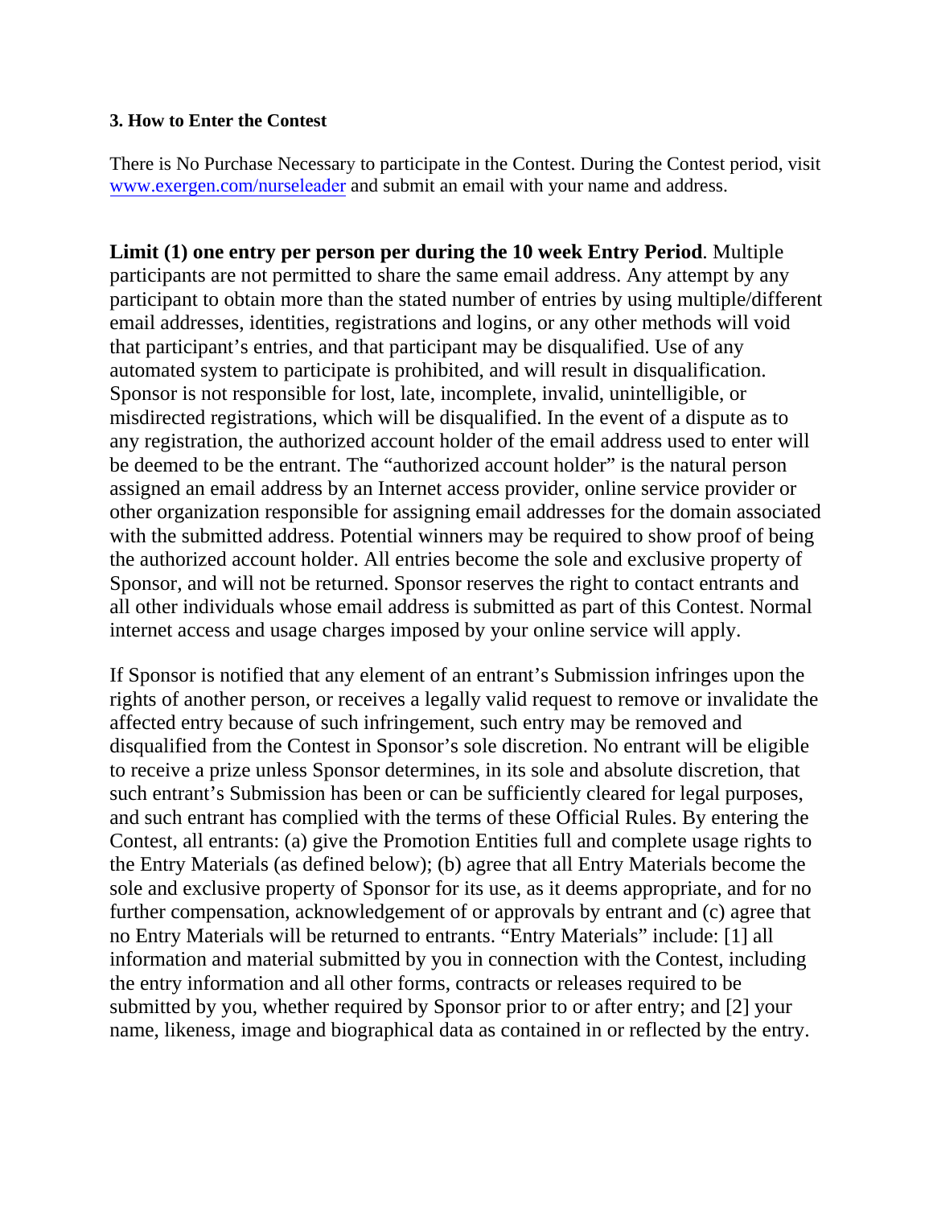**3. How to Enter the Contest**

There is No Purchase Necessary to participate in the Contest. During the Contest period, visit www.exergen.com/nurseleader and submit an email with your name and address.

**Limit (1) one entry per person per during the 10 week Entry Period**. Multiple participants are not permitted to share the same email address. Any attempt by any participant to obtain more than the stated number of entries by using multiple/different email addresses, identities, registrations and logins, or any other methods will void that participant's entries, and that participant may be disqualified. Use of any automated system to participate is prohibited, and will result in disqualification. Sponsor is not responsible for lost, late, incomplete, invalid, unintelligible, or misdirected registrations, which will be disqualified. In the event of a dispute as to any registration, the authorized account holder of the email address used to enter will be deemed to be the entrant. The "authorized account holder" is the natural person assigned an email address by an Internet access provider, online service provider or other organization responsible for assigning email addresses for the domain associated with the submitted address. Potential winners may be required to show proof of being the authorized account holder. All entries become the sole and exclusive property of Sponsor, and will not be returned. Sponsor reserves the right to contact entrants and all other individuals whose email address is submitted as part of this Contest. Normal internet access and usage charges imposed by your online service will apply.

If Sponsor is notified that any element of an entrant's Submission infringes upon the rights of another person, or receives a legally valid request to remove or invalidate the affected entry because of such infringement, such entry may be removed and disqualified from the Contest in Sponsor's sole discretion. No entrant will be eligible to receive a prize unless Sponsor determines, in its sole and absolute discretion, that such entrant's Submission has been or can be sufficiently cleared for legal purposes, and such entrant has complied with the terms of these Official Rules. By entering the Contest, all entrants: (a) give the Promotion Entities full and complete usage rights to the Entry Materials (as defined below); (b) agree that all Entry Materials become the sole and exclusive property of Sponsor for its use, as it deems appropriate, and for no further compensation, acknowledgement of or approvals by entrant and (c) agree that no Entry Materials will be returned to entrants. "Entry Materials" include: [1] all information and material submitted by you in connection with the Contest, including the entry information and all other forms, contracts or releases required to be submitted by you, whether required by Sponsor prior to or after entry; and [2] your name, likeness, image and biographical data as contained in or reflected by the entry.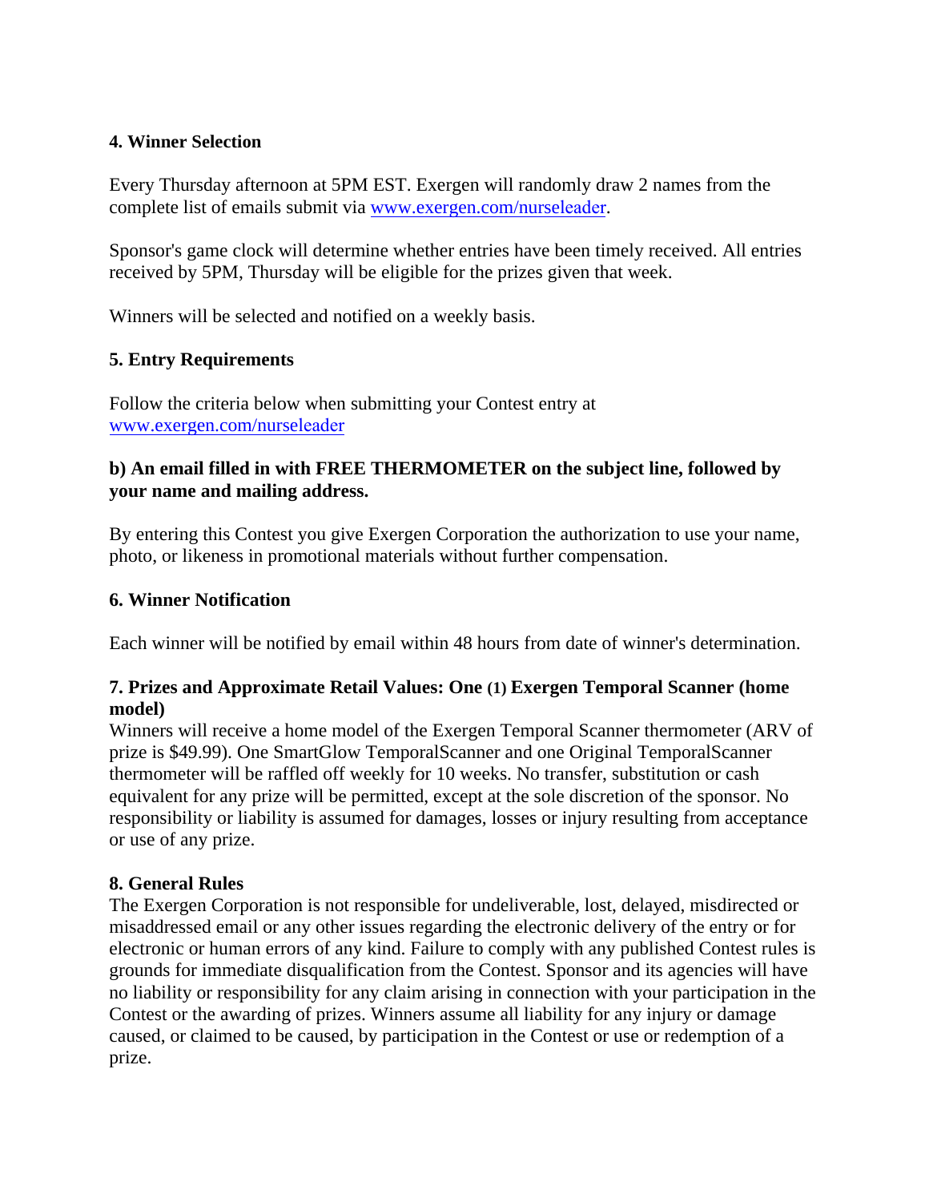**4. Winner Selection**

Every Thursday afternoon at 5PM EST. Exergen will randomly draw 2 names from the complete list of emails submit via [www.exergen.com/nurseleader](www.exergen.com/nurseleader).

Sponsor's game clock will determine whether entries have been timely received. All entries received by 5PM, Thursday will be eligible for the prizes given that week.

Winners will be selected and notified on a weekly basis.

**5. Entry Requirements**

Follow the criteria below when submitting your Contest entry at [www.exergen.com/nurseleader](www.exergen.com/nurseleader)

**b) An email filled in with FREE THERMOMETER on the subject line, followed by your name and mailing address.**

By entering this Contest you give Exergen Corporation the authorization to use your name, photo, or likeness in promotional materials without further compensation.

**6. Winner Notification**

Each winner will be notified by email within 48 hours from date of winner's determination.

**7. Prizes and Approximate Retail Values: One (1) Exergen Temporal Scanner (home model)**

Winners will receive a home model of the Exergen Temporal Scanner thermometer (ARV of prize is $49.99). One SmartGlow TemporalScanner and one Original TemporalScanner thermometer will be raffled off weekly for 10 weeks. No transfer, substitution or cash equivalent for any prize will be permitted, except at the sole discretion of the sponsor. No responsibility or liability is assumed for damages, losses or injury resulting from acceptance or use of any prize.

**8. General Rules**

The Exergen Corporation is not responsible for undeliverable, lost, delayed, misdirected or misaddressed email or any other issues regarding the electronic delivery of the entry or for electronic or human errors of any kind. Failure to comply with any published Contest rules is grounds for immediate disqualification from the Contest. Sponsor and its agencies will have no liability or responsibility for any claim arising in connection with your participation in the Contest or the awarding of prizes. Winners assume all liability for any injury or damage caused, or claimed to be caused, by participation in the Contest or use or redemption of a prize.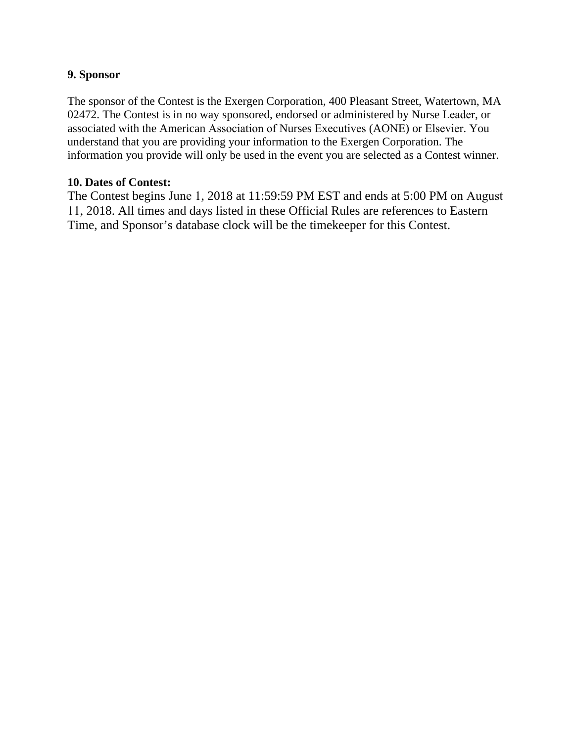**9. Sponsor**

The sponsor of the Contest is the Exergen Corporation, 400 Pleasant Street, Watertown, MA 02472. The Contest is in no way sponsored, endorsed or administered by Nurse Leader, or associated with the American Association of Nurses Executives (AONE) or Elsevier. You understand that you are providing your information to the Exergen Corporation. The information you provide will only be used in the event you are selected as a Contest winner.

**10. Dates of Contest:**

The Contest begins June 1, 2018 at 11:59:59 PM EST and ends at 5:00 PM on August 11, 2018. All times and days listed in these Official Rules are references to Eastern Time, and Sponsor's database clock will be the timekeeper for this Contest.